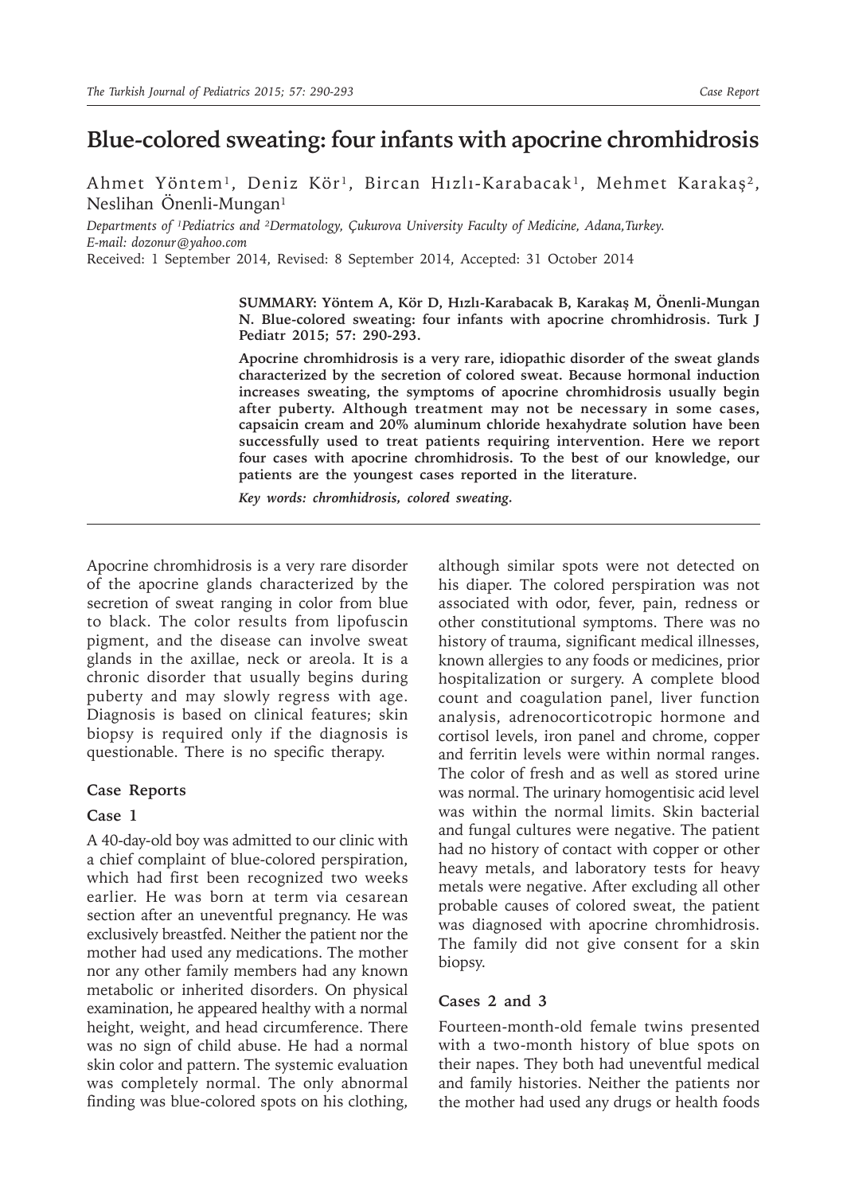# Blue-colored sweating: four infants with apocrine chromhidrosis

Ahmet Yöntem[1], Deniz Kör[1], Bircan Hızlı-Karabacak[1], Mehmet Karakaş[2], Neslihan Önenli-Mungan[1]

*Departments of [1]Pediatrics and [2]Dermatology, Çukurova University Faculty of Medicine, Adana,Turkey.*
*E-mail: dozonur@yahoo.com*

Received: 1 September 2014, Revised: 8 September 2014, Accepted: 31 October 2014

**SUMMARY: Yöntem A, Kör D, Hızlı-Karabacak B, Karakaş M, Önenli-Mungan N. Blue-colored sweating: four infants with apocrine chromhidrosis. Turk J Pediatr 2015; 57: 290-293.**

**Apocrine chromhidrosis is a very rare, idiopathic disorder of the sweat glands characterized by the secretion of colored sweat. Because hormonal induction increases sweating, the symptoms of apocrine chromhidrosis usually begin after puberty. Although treatment may not be necessary in some cases, capsaicin cream and 20% aluminum chloride hexahydrate solution have been successfully used to treat patients requiring intervention. Here we report four cases with apocrine chromhidrosis. To the best of our knowledge, our patients are the youngest cases reported in the literature.**

***Key words: chromhidrosis, colored sweating.***

Apocrine chromhidrosis is a very rare disorder of the apocrine glands characterized by the secretion of sweat ranging in color from blue to black. The color results from lipofuscin pigment, and the disease can involve sweat glands in the axillae, neck or areola. It is a chronic disorder that usually begins during puberty and may slowly regress with age. Diagnosis is based on clinical features; skin biopsy is required only if the diagnosis is questionable. There is no specific therapy.

## Case Reports

### Case 1

A 40-day-old boy was admitted to our clinic with a chief complaint of blue-colored perspiration, which had first been recognized two weeks earlier. He was born at term via cesarean section after an uneventful pregnancy. He was exclusively breastfed. Neither the patient nor the mother had used any medications. The mother nor any other family members had any known metabolic or inherited disorders. On physical examination, he appeared healthy with a normal height, weight, and head circumference. There was no sign of child abuse. He had a normal skin color and pattern. The systemic evaluation was completely normal. The only abnormal finding was blue-colored spots on his clothing, although similar spots were not detected on his diaper. The colored perspiration was not associated with odor, fever, pain, redness or other constitutional symptoms. There was no history of trauma, significant medical illnesses, known allergies to any foods or medicines, prior hospitalization or surgery. A complete blood count and coagulation panel, liver function analysis, adrenocorticotropic hormone and cortisol levels, iron panel and chrome, copper and ferritin levels were within normal ranges. The color of fresh and as well as stored urine was normal. The urinary homogentisic acid level was within the normal limits. Skin bacterial and fungal cultures were negative. The patient had no history of contact with copper or other heavy metals, and laboratory tests for heavy metals were negative. After excluding all other probable causes of colored sweat, the patient was diagnosed with apocrine chromhidrosis. The family did not give consent for a skin biopsy.

### Cases 2 and 3

Fourteen-month-old female twins presented with a two-month history of blue spots on their napes. They both had uneventful medical and family histories. Neither the patients nor the mother had used any drugs or health foods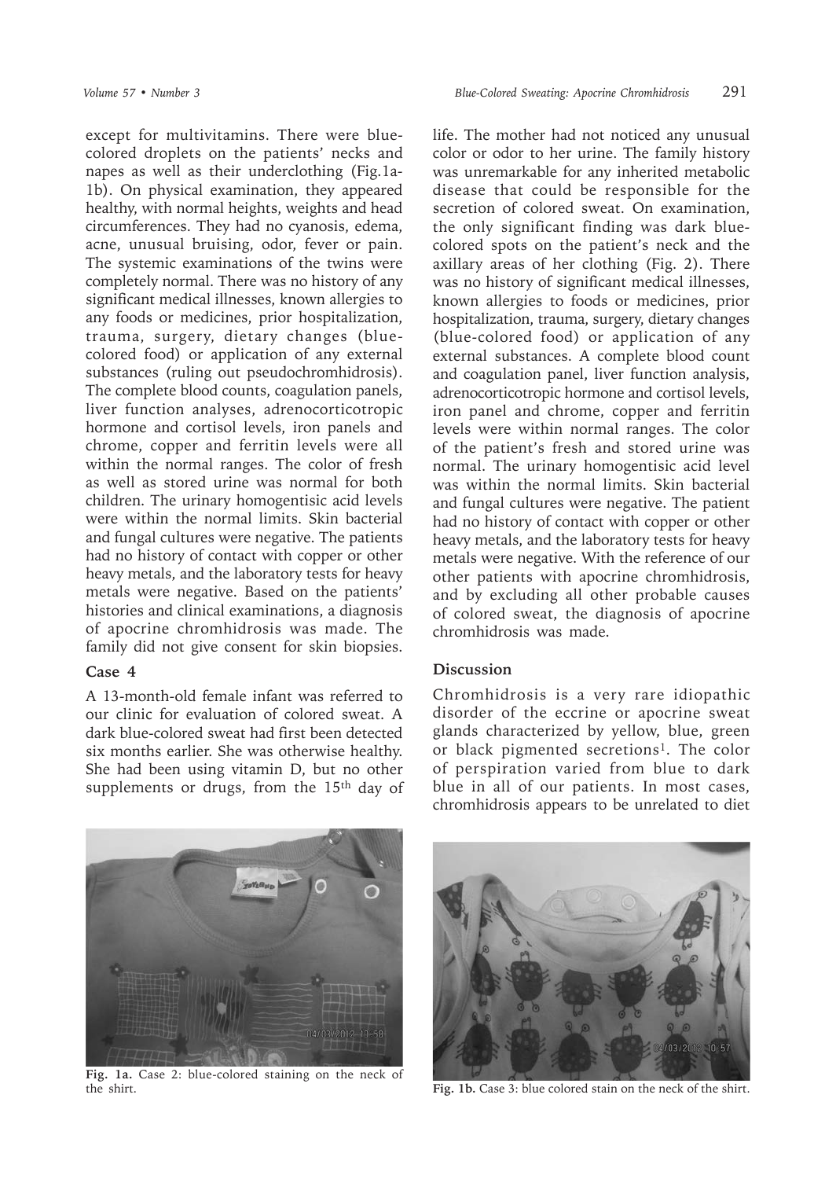except for multivitamins. There were blue-colored droplets on the patients' necks and napes as well as their underclothing (Fig.1a-1b). On physical examination, they appeared healthy, with normal heights, weights and head circumferences. They had no cyanosis, edema, acne, unusual bruising, odor, fever or pain. The systemic examinations of the twins were completely normal. There was no history of any significant medical illnesses, known allergies to any foods or medicines, prior hospitalization, trauma, surgery, dietary changes (blue-colored food) or application of any external substances (ruling out pseudochromhidrosis). The complete blood counts, coagulation panels, liver function analyses, adrenocorticotropic hormone and cortisol levels, iron panels and chrome, copper and ferritin levels were all within the normal ranges. The color of fresh as well as stored urine was normal for both children. The urinary homogentisic acid levels were within the normal limits. Skin bacterial and fungal cultures were negative. The patients had no history of contact with copper or other heavy metals, and the laboratory tests for heavy metals were negative. Based on the patients' histories and clinical examinations, a diagnosis of apocrine chromhidrosis was made. The family did not give consent for skin biopsies.

### Case 4

A 13-month-old female infant was referred to our clinic for evaluation of colored sweat. A dark blue-colored sweat had first been detected six months earlier. She was otherwise healthy. She had been using vitamin D, but no other supplements or drugs, from the 15th day of life. The mother had not noticed any unusual color or odor to her urine. The family history was unremarkable for any inherited metabolic disease that could be responsible for the secretion of colored sweat. On examination, the only significant finding was dark blue-colored spots on the patient's neck and the axillary areas of her clothing (Fig. 2). There was no history of significant medical illnesses, known allergies to foods or medicines, prior hospitalization, trauma, surgery, dietary changes (blue-colored food) or application of any external substances. A complete blood count and coagulation panel, liver function analysis, adrenocorticotropic hormone and cortisol levels, iron panel and chrome, copper and ferritin levels were within normal ranges. The color of the patient's fresh and stored urine was normal. The urinary homogentisic acid level was within the normal limits. Skin bacterial and fungal cultures were negative. The patient had no history of contact with copper or other heavy metals, and the laboratory tests for heavy metals were negative. With the reference of our other patients with apocrine chromhidrosis, and by excluding all other probable causes of colored sweat, the diagnosis of apocrine chromhidrosis was made.

## Discussion

Chromhidrosis is a very rare idiopathic disorder of the eccrine or apocrine sweat glands characterized by yellow, blue, green or black pigmented secretions[1]. The color of perspiration varied from blue to dark blue in all of our patients. In most cases, chromhidrosis appears to be unrelated to diet

**Fig. 1a.** Case 2: blue-colored staining on the neck of the shirt.

**Fig. 1b.** Case 3: blue colored stain on the neck of the shirt.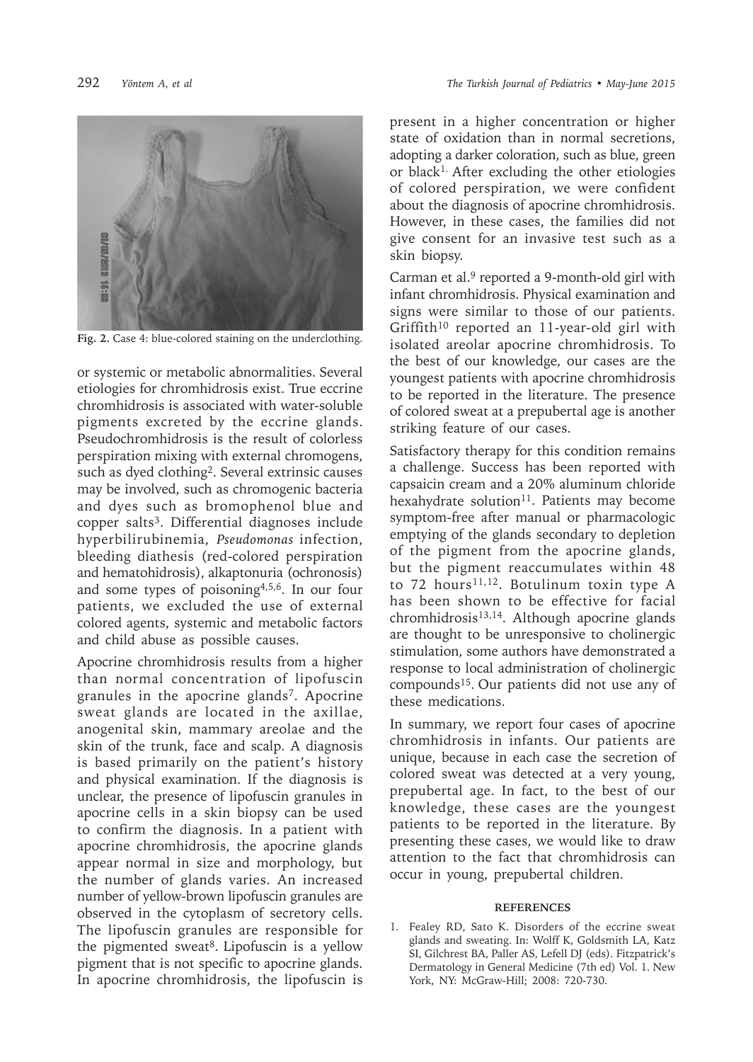Fig. 2. Case 4: blue-colored staining on the underclothing.

or systemic or metabolic abnormalities. Several etiologies for chromhidrosis exist. True eccrine chromhidrosis is associated with water-soluble pigments excreted by the eccrine glands. Pseudochromhidrosis is the result of colorless perspiration mixing with external chromogens, such as dyed clothing[2]. Several extrinsic causes may be involved, such as chromogenic bacteria and dyes such as bromophenol blue and copper salts[3]. Differential diagnoses include hyperbilirubinemia, *Pseudomonas* infection, bleeding diathesis (red-colored perspiration and hematohidrosis), alkaptonuria (ochronosis) and some types of poisoning[4,5,6]. In our four patients, we excluded the use of external colored agents, systemic and metabolic factors and child abuse as possible causes.

Apocrine chromhidrosis results from a higher than normal concentration of lipofuscin granules in the apocrine glands[7]. Apocrine sweat glands are located in the axillae, anogenital skin, mammary areolae and the skin of the trunk, face and scalp. A diagnosis is based primarily on the patient's history and physical examination. If the diagnosis is unclear, the presence of lipofuscin granules in apocrine cells in a skin biopsy can be used to confirm the diagnosis. In a patient with apocrine chromhidrosis, the apocrine glands appear normal in size and morphology, but the number of glands varies. An increased number of yellow-brown lipofuscin granules are observed in the cytoplasm of secretory cells. The lipofuscin granules are responsible for the pigmented sweat[8]. Lipofuscin is a yellow pigment that is not specific to apocrine glands. In apocrine chromhidrosis, the lipofuscin is present in a higher concentration or higher state of oxidation than in normal secretions, adopting a darker coloration, such as blue, green or black[1]. After excluding the other etiologies of colored perspiration, we were confident about the diagnosis of apocrine chromhidrosis. However, in these cases, the families did not give consent for an invasive test such as a skin biopsy.

Carman et al.[9] reported a 9-month-old girl with infant chromhidrosis. Physical examination and signs were similar to those of our patients. Griffith[10] reported an 11-year-old girl with isolated areolar apocrine chromhidrosis. To the best of our knowledge, our cases are the youngest patients with apocrine chromhidrosis to be reported in the literature. The presence of colored sweat at a prepubertal age is another striking feature of our cases.

Satisfactory therapy for this condition remains a challenge. Success has been reported with capsaicin cream and a 20% aluminum chloride hexahydrate solution[11]. Patients may become symptom-free after manual or pharmacologic emptying of the glands secondary to depletion of the pigment from the apocrine glands, but the pigment reaccumulates within 48 to 72 hours[11,12]. Botulinum toxin type A has been shown to be effective for facial chromhidrosis[13,14]. Although apocrine glands are thought to be unresponsive to cholinergic stimulation, some authors have demonstrated a response to local administration of cholinergic compounds[15]. Our patients did not use any of these medications.

In summary, we report four cases of apocrine chromhidrosis in infants. Our patients are unique, because in each case the secretion of colored sweat was detected at a very young, prepubertal age. In fact, to the best of our knowledge, these cases are the youngest patients to be reported in the literature. By presenting these cases, we would like to draw attention to the fact that chromhidrosis can occur in young, prepubertal children.

## REFERENCES

1. Fealey RD, Sato K. Disorders of the eccrine sweat glands and sweating. In: Wolff K, Goldsmith LA, Katz SI, Gilchrest BA, Paller AS, Lefell DJ (eds). Fitzpatrick's Dermatology in General Medicine (7th ed) Vol. 1. New York, NY: McGraw-Hill; 2008: 720-730.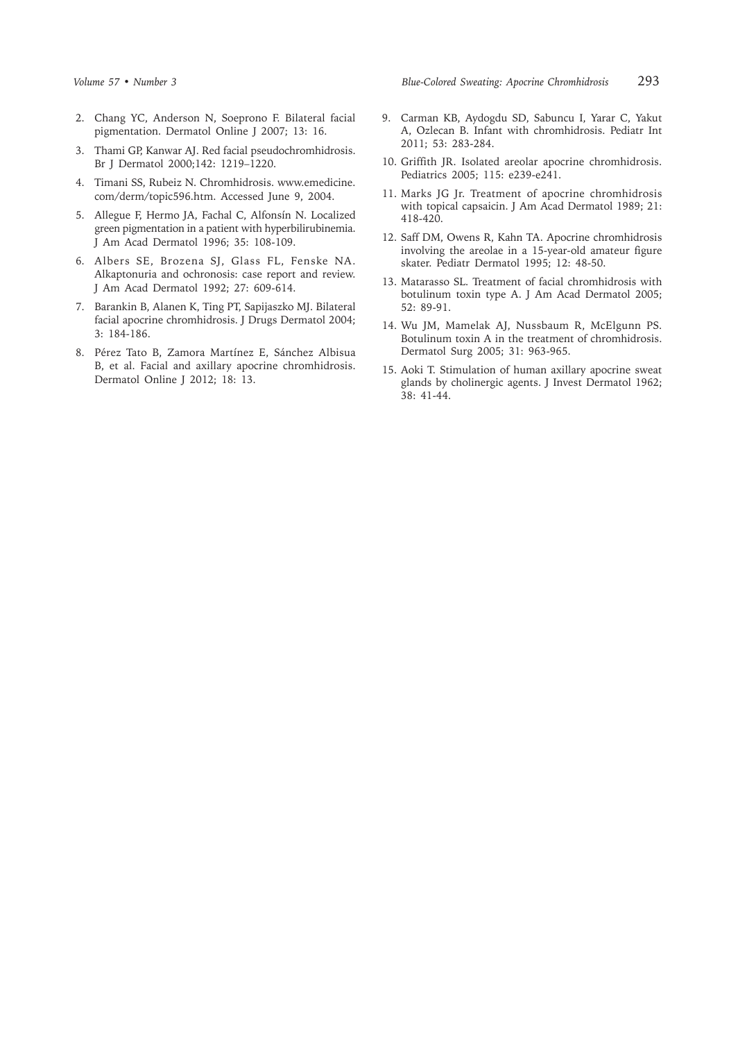2. Chang YC, Anderson N, Soeprono F. Bilateral facial pigmentation. Dermatol Online J 2007; 13: 16.
3. Thami GP, Kanwar AJ. Red facial pseudochromhidrosis. Br J Dermatol 2000;142: 1219–1220.
4. Timani SS, Rubeiz N. Chromhidrosis. www.emedicine.com/derm/topic596.htm. Accessed June 9, 2004.
5. Allegue F, Hermo JA, Fachal C, Alfonsín N. Localized green pigmentation in a patient with hyperbilirubinemia. J Am Acad Dermatol 1996; 35: 108-109.
6. Albers SE, Brozena SJ, Glass FL, Fenske NA. Alkaptonuria and ochronosis: case report and review. J Am Acad Dermatol 1992; 27: 609-614.
7. Barankin B, Alanen K, Ting PT, Sapijaszko MJ. Bilateral facial apocrine chromhidrosis. J Drugs Dermatol 2004; 3: 184-186.
8. Pérez Tato B, Zamora Martínez E, Sánchez Albisua B, et al. Facial and axillary apocrine chromhidrosis. Dermatol Online J 2012; 18: 13.
9. Carman KB, Aydogdu SD, Sabuncu I, Yarar C, Yakut A, Ozlecan B. Infant with chromhidrosis. Pediatr Int 2011; 53: 283-284.
10. Griffith JR. Isolated areolar apocrine chromhidrosis. Pediatrics 2005; 115: e239-e241.
11. Marks JG Jr. Treatment of apocrine chromhidrosis with topical capsaicin. J Am Acad Dermatol 1989; 21: 418-420.
12. Saff DM, Owens R, Kahn TA. Apocrine chromhidrosis involving the areolae in a 15-year-old amateur figure skater. Pediatr Dermatol 1995; 12: 48-50.
13. Matarasso SL. Treatment of facial chromhidrosis with botulinum toxin type A. J Am Acad Dermatol 2005; 52: 89-91.
14. Wu JM, Mamelak AJ, Nussbaum R, McElgunn PS. Botulinum toxin A in the treatment of chromhidrosis. Dermatol Surg 2005; 31: 963-965.
15. Aoki T. Stimulation of human axillary apocrine sweat glands by cholinergic agents. J Invest Dermatol 1962; 38: 41-44.